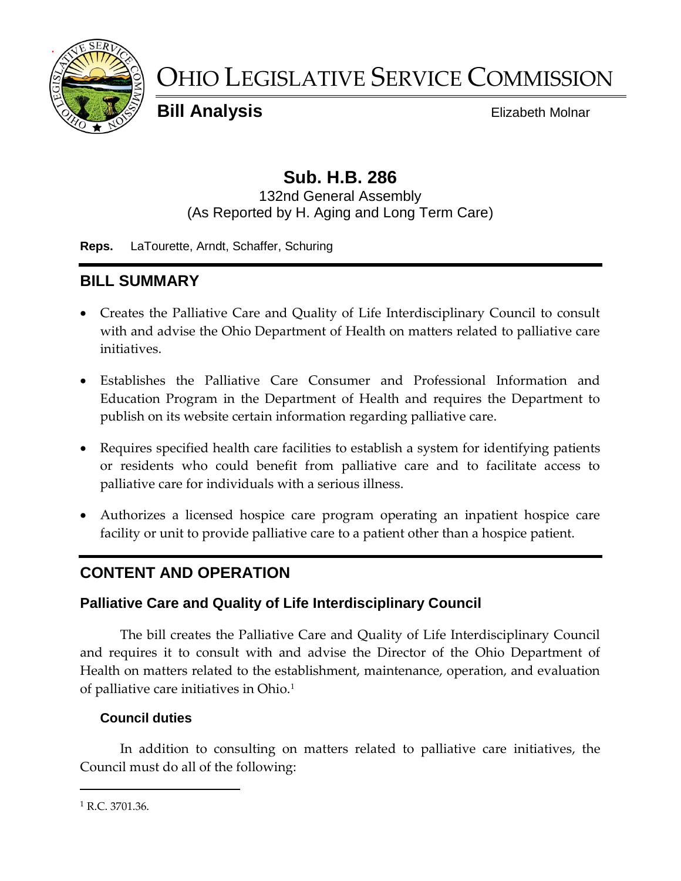# OHIO LEGISLATIVE SERVICE COMMISSION

**Bill Analysis** Elizabeth Molnar

## Sub. H.B. 286

132nd General Assembly
(As Reported by H. Aging and Long Term Care)

**Reps.** LaTourette, Arndt, Schaffer, Schuring

## BILL SUMMARY

- Creates the Palliative Care and Quality of Life Interdisciplinary Council to consult with and advise the Ohio Department of Health on matters related to palliative care initiatives.
- Establishes the Palliative Care Consumer and Professional Information and Education Program in the Department of Health and requires the Department to publish on its website certain information regarding palliative care.
- Requires specified health care facilities to establish a system for identifying patients or residents who could benefit from palliative care and to facilitate access to palliative care for individuals with a serious illness.
- Authorizes a licensed hospice care program operating an inpatient hospice care facility or unit to provide palliative care to a patient other than a hospice patient.

## CONTENT AND OPERATION

### Palliative Care and Quality of Life Interdisciplinary Council

The bill creates the Palliative Care and Quality of Life Interdisciplinary Council and requires it to consult with and advise the Director of the Ohio Department of Health on matters related to the establishment, maintenance, operation, and evaluation of palliative care initiatives in Ohio.[1]

#### Council duties

In addition to consulting on matters related to palliative care initiatives, the Council must do all of the following:

[1] R.C. 3701.36.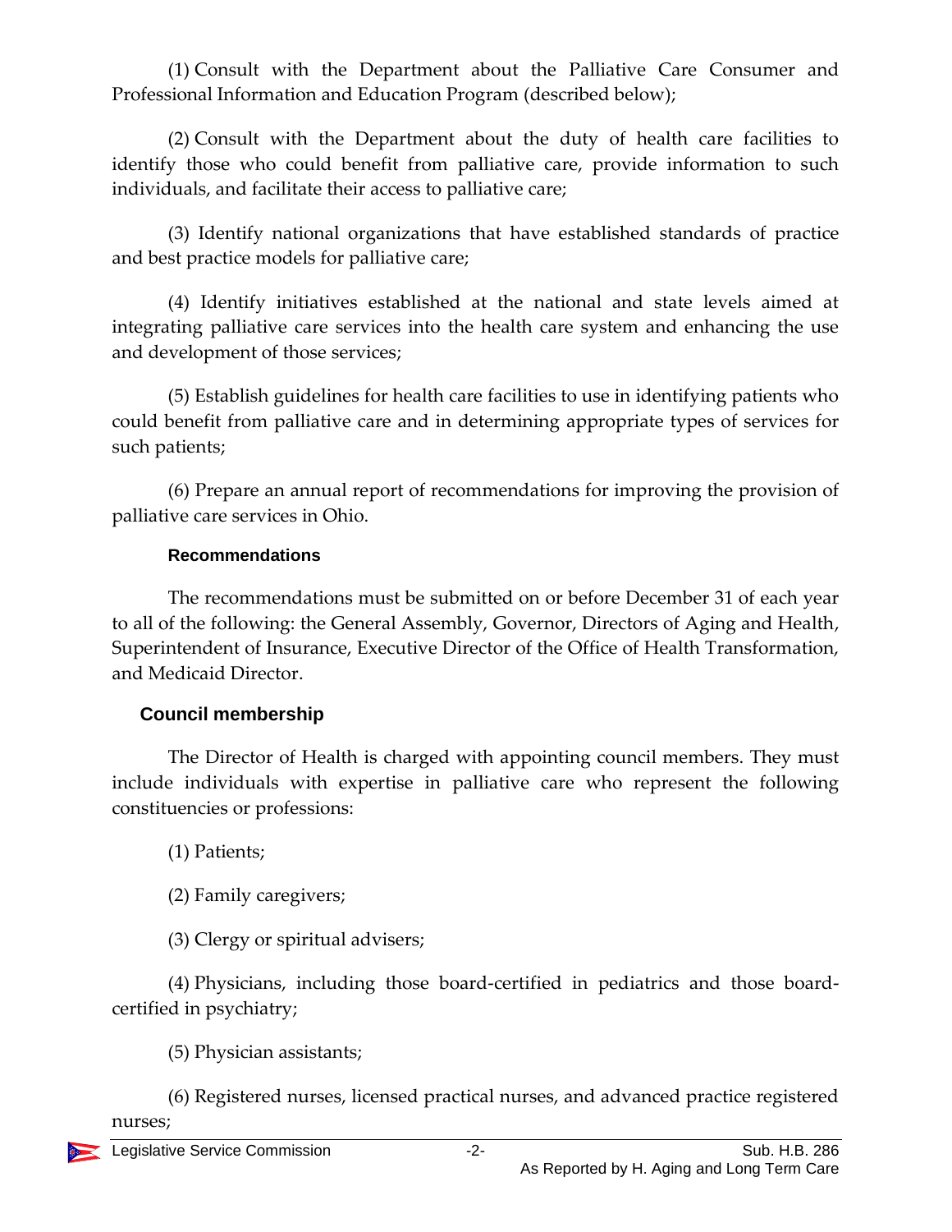(1) Consult with the Department about the Palliative Care Consumer and Professional Information and Education Program (described below);

(2) Consult with the Department about the duty of health care facilities to identify those who could benefit from palliative care, provide information to such individuals, and facilitate their access to palliative care;

(3) Identify national organizations that have established standards of practice and best practice models for palliative care;

(4) Identify initiatives established at the national and state levels aimed at integrating palliative care services into the health care system and enhancing the use and development of those services;

(5) Establish guidelines for health care facilities to use in identifying patients who could benefit from palliative care and in determining appropriate types of services for such patients;

(6) Prepare an annual report of recommendations for improving the provision of palliative care services in Ohio.

#### Recommendations

The recommendations must be submitted on or before December 31 of each year to all of the following: the General Assembly, Governor, Directors of Aging and Health, Superintendent of Insurance, Executive Director of the Office of Health Transformation, and Medicaid Director.

### Council membership

The Director of Health is charged with appointing council members. They must include individuals with expertise in palliative care who represent the following constituencies or professions:

(1) Patients;

(2) Family caregivers;

(3) Clergy or spiritual advisers;

(4) Physicians, including those board-certified in pediatrics and those board-certified in psychiatry;

(5) Physician assistants;

(6) Registered nurses, licensed practical nurses, and advanced practice registered nurses;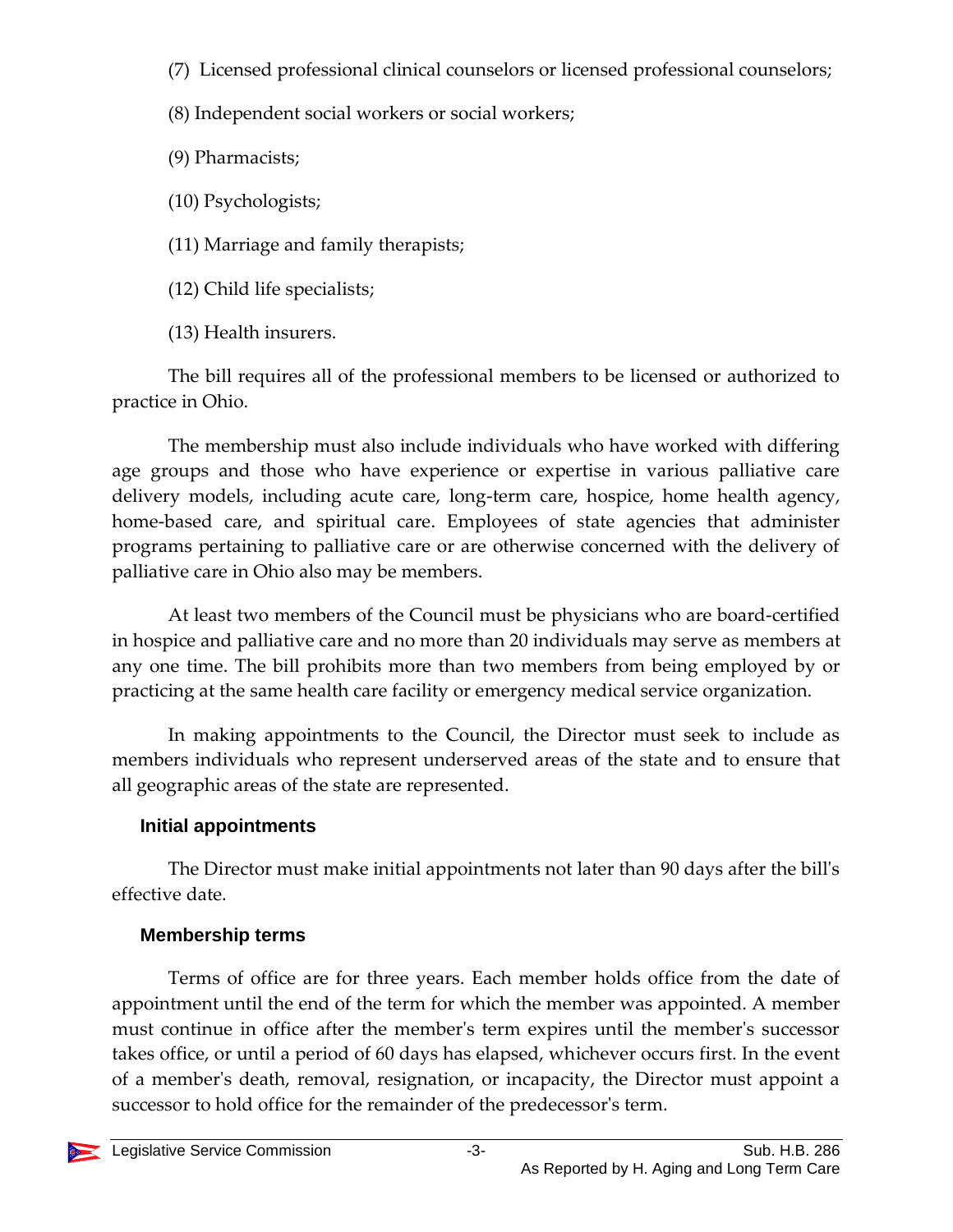(7) Licensed professional clinical counselors or licensed professional counselors;

(8) Independent social workers or social workers;

(9) Pharmacists;

(10) Psychologists;

(11) Marriage and family therapists;

(12) Child life specialists;

(13) Health insurers.

The bill requires all of the professional members to be licensed or authorized to practice in Ohio.

The membership must also include individuals who have worked with differing age groups and those who have experience or expertise in various palliative care delivery models, including acute care, long-term care, hospice, home health agency, home-based care, and spiritual care. Employees of state agencies that administer programs pertaining to palliative care or are otherwise concerned with the delivery of palliative care in Ohio also may be members.

At least two members of the Council must be physicians who are board-certified in hospice and palliative care and no more than 20 individuals may serve as members at any one time. The bill prohibits more than two members from being employed by or practicing at the same health care facility or emergency medical service organization.

In making appointments to the Council, the Director must seek to include as members individuals who represent underserved areas of the state and to ensure that all geographic areas of the state are represented.

### Initial appointments

The Director must make initial appointments not later than 90 days after the bill's effective date.

### Membership terms

Terms of office are for three years. Each member holds office from the date of appointment until the end of the term for which the member was appointed. A member must continue in office after the member's term expires until the member's successor takes office, or until a period of 60 days has elapsed, whichever occurs first. In the event of a member's death, removal, resignation, or incapacity, the Director must appoint a successor to hold office for the remainder of the predecessor's term.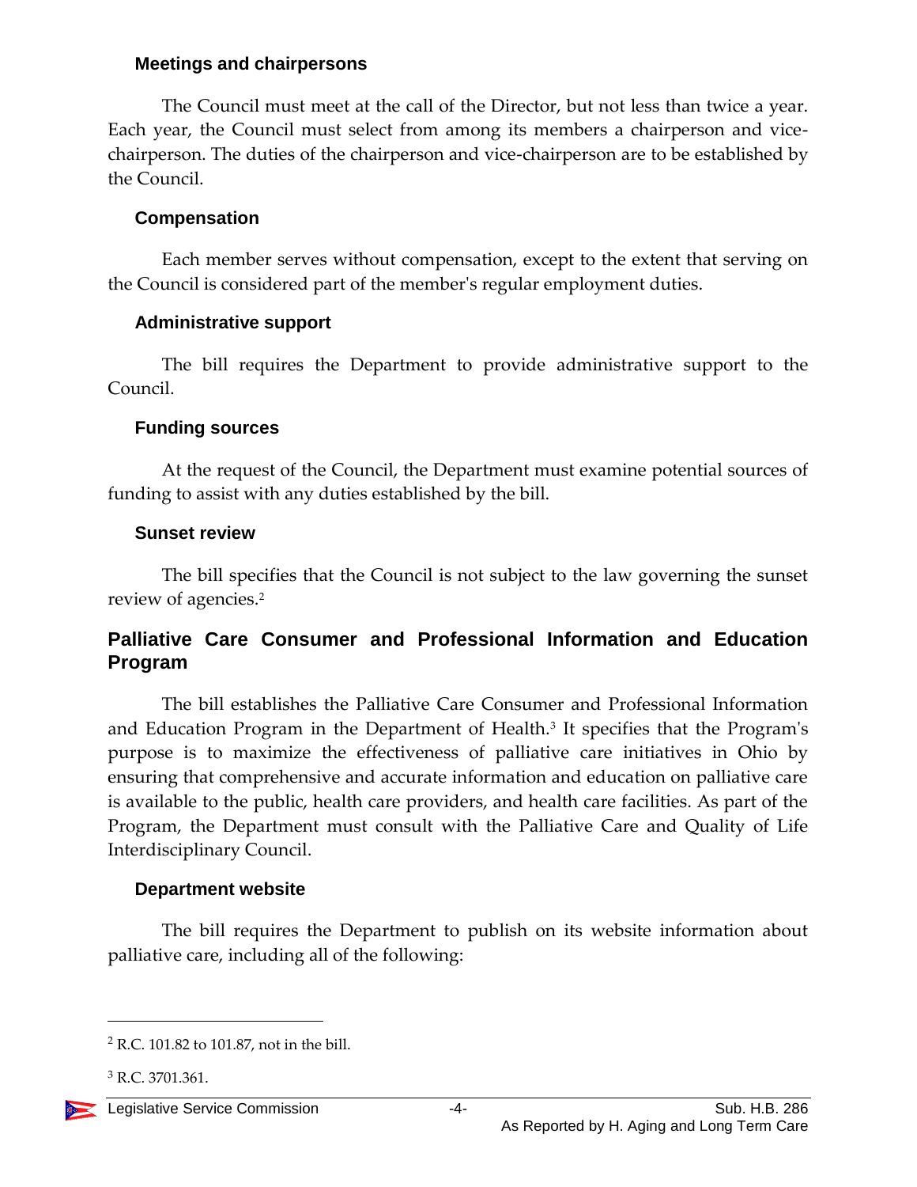### Meetings and chairpersons

The Council must meet at the call of the Director, but not less than twice a year. Each year, the Council must select from among its members a chairperson and vice-chairperson. The duties of the chairperson and vice-chairperson are to be established by the Council.

### Compensation

Each member serves without compensation, except to the extent that serving on the Council is considered part of the member's regular employment duties.

### Administrative support

The bill requires the Department to provide administrative support to the Council.

### Funding sources

At the request of the Council, the Department must examine potential sources of funding to assist with any duties established by the bill.

### Sunset review

The bill specifies that the Council is not subject to the law governing the sunset review of agencies.[2]

## Palliative Care Consumer and Professional Information and Education Program

The bill establishes the Palliative Care Consumer and Professional Information and Education Program in the Department of Health.[3] It specifies that the Program's purpose is to maximize the effectiveness of palliative care initiatives in Ohio by ensuring that comprehensive and accurate information and education on palliative care is available to the public, health care providers, and health care facilities. As part of the Program, the Department must consult with the Palliative Care and Quality of Life Interdisciplinary Council.

### Department website

The bill requires the Department to publish on its website information about palliative care, including all of the following:

---

[2] R.C. 101.82 to 101.87, not in the bill.

[3] R.C. 3701.361.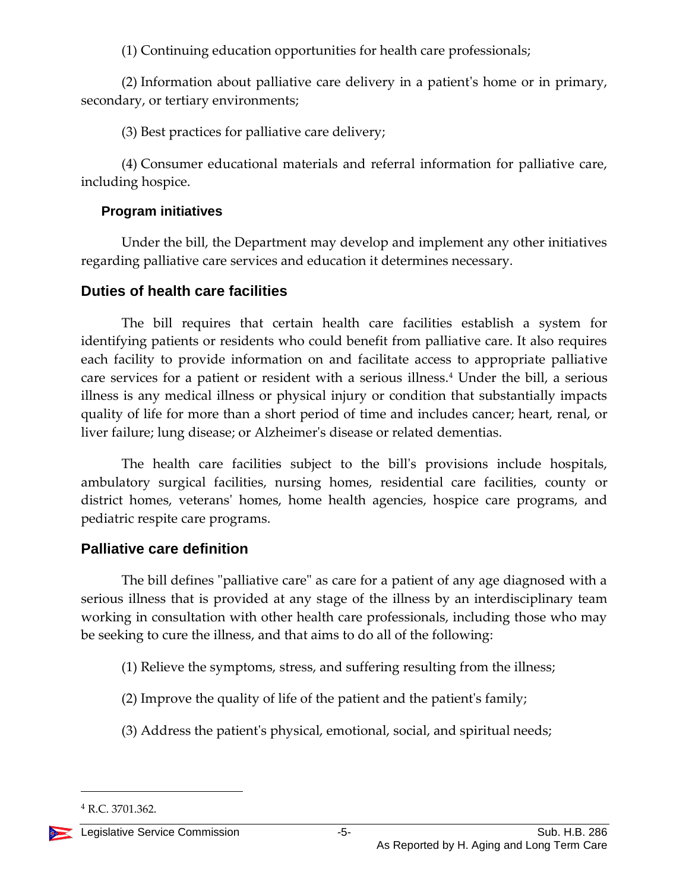(1) Continuing education opportunities for health care professionals;

(2) Information about palliative care delivery in a patient's home or in primary, secondary, or tertiary environments;

(3) Best practices for palliative care delivery;

(4) Consumer educational materials and referral information for palliative care, including hospice.

### Program initiatives

Under the bill, the Department may develop and implement any other initiatives regarding palliative care services and education it determines necessary.

## Duties of health care facilities

The bill requires that certain health care facilities establish a system for identifying patients or residents who could benefit from palliative care. It also requires each facility to provide information on and facilitate access to appropriate palliative care services for a patient or resident with a serious illness.[4] Under the bill, a serious illness is any medical illness or physical injury or condition that substantially impacts quality of life for more than a short period of time and includes cancer; heart, renal, or liver failure; lung disease; or Alzheimer's disease or related dementias.

The health care facilities subject to the bill's provisions include hospitals, ambulatory surgical facilities, nursing homes, residential care facilities, county or district homes, veterans' homes, home health agencies, hospice care programs, and pediatric respite care programs.

## Palliative care definition

The bill defines "palliative care" as care for a patient of any age diagnosed with a serious illness that is provided at any stage of the illness by an interdisciplinary team working in consultation with other health care professionals, including those who may be seeking to cure the illness, and that aims to do all of the following:

(1) Relieve the symptoms, stress, and suffering resulting from the illness;

(2) Improve the quality of life of the patient and the patient's family;

(3) Address the patient's physical, emotional, social, and spiritual needs;

---

[4] R.C. 3701.362.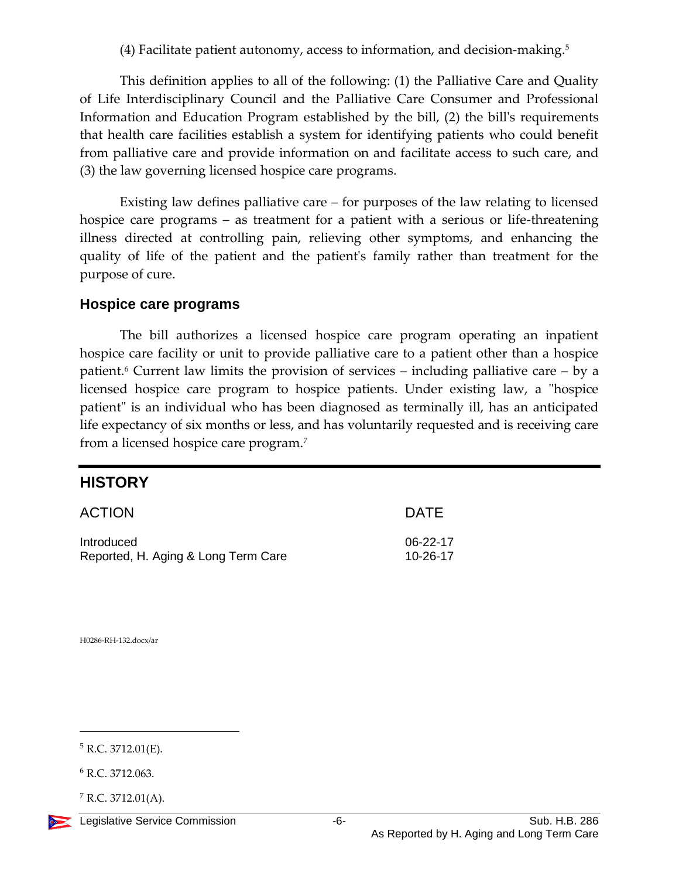(4) Facilitate patient autonomy, access to information, and decision-making.[5]

This definition applies to all of the following: (1) the Palliative Care and Quality of Life Interdisciplinary Council and the Palliative Care Consumer and Professional Information and Education Program established by the bill, (2) the bill's requirements that health care facilities establish a system for identifying patients who could benefit from palliative care and provide information on and facilitate access to such care, and (3) the law governing licensed hospice care programs.

Existing law defines palliative care – for purposes of the law relating to licensed hospice care programs – as treatment for a patient with a serious or life-threatening illness directed at controlling pain, relieving other symptoms, and enhancing the quality of life of the patient and the patient's family rather than treatment for the purpose of cure.

### Hospice care programs

The bill authorizes a licensed hospice care program operating an inpatient hospice care facility or unit to provide palliative care to a patient other than a hospice patient.[6] Current law limits the provision of services – including palliative care – by a licensed hospice care program to hospice patients. Under existing law, a "hospice patient" is an individual who has been diagnosed as terminally ill, has an anticipated life expectancy of six months or less, and has voluntarily requested and is receiving care from a licensed hospice care program.[7]

## HISTORY

| ACTION | DATE |
| --- | --- |
| Introduced | 06-22-17 |
| Reported, H. Aging & Long Term Care | 10-26-17 |

H0286-RH-132.docx/ar

[5] R.C. 3712.01(E).

[6] R.C. 3712.063.

[7] R.C. 3712.01(A).